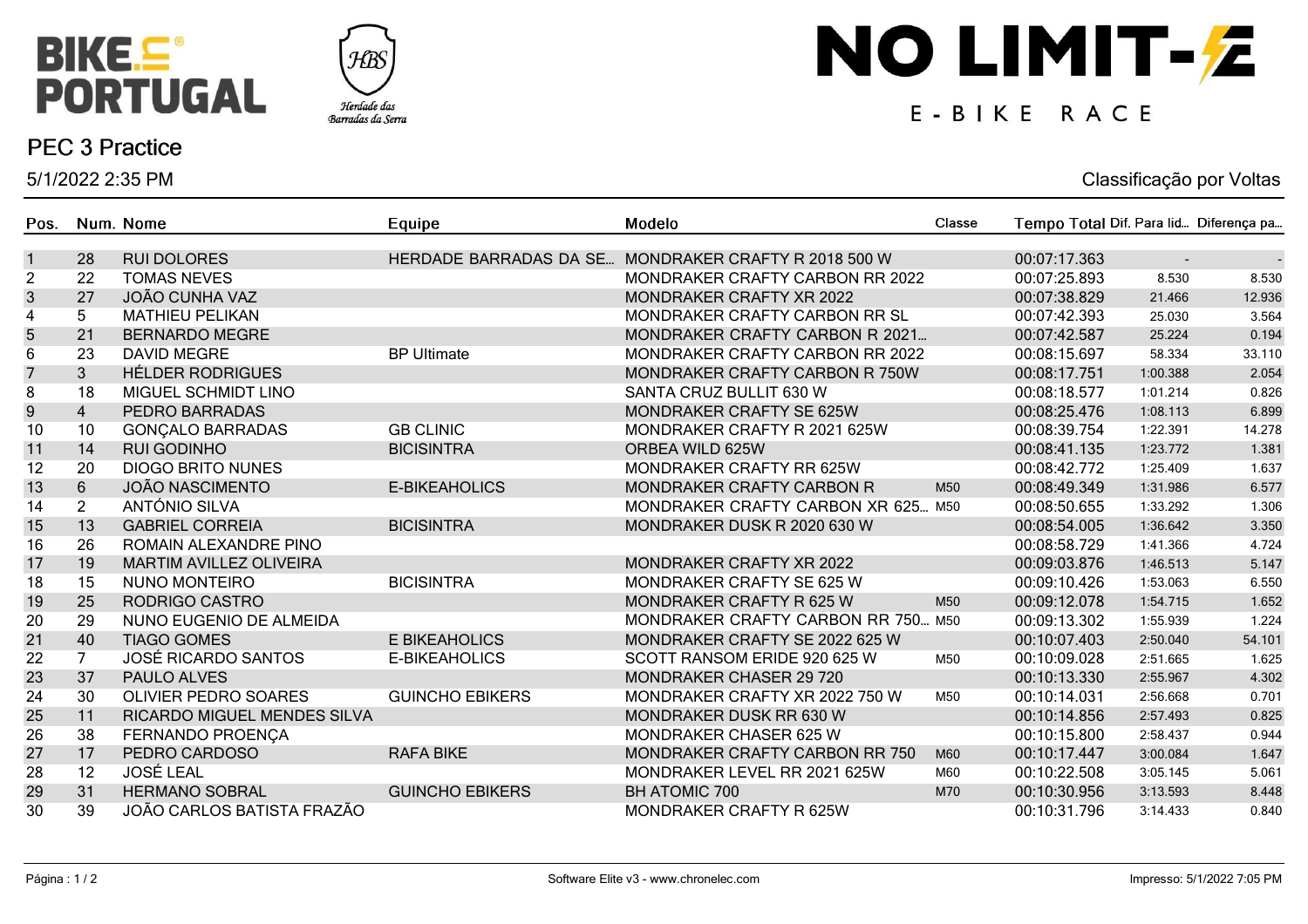BIKE PORTUGAL

Herdade das Barradas da Serra

# NO LIMIT-E

E-BIKE RACE

## PEC 3 Practice

5/1/2022 2:35 PM

Classificação por Voltas

| Pos. | Num. | Nome | Equipe | Modelo | Classe | Tempo Total | Dif. Para lid... | Diferença pa... |
|---|---|---|---|---|---|---|---|---|
| 1 | 28 | RUI DOLORES | HERDADE BARRADAS DA SE... | MONDRAKER CRAFTY R 2018 500 W | | 00:07:17.363 | - | - |
| 2 | 22 | TOMAS NEVES | | MONDRAKER CRAFTY CARBON RR 2022 | | 00:07:25.893 | 8.530 | 8.530 |
| 3 | 27 | JOÃO CUNHA VAZ | | MONDRAKER CRAFTY XR 2022 | | 00:07:38.829 | 21.466 | 12.936 |
| 4 | 5 | MATHIEU PELIKAN | | MONDRAKER CRAFTY CARBON RR SL | | 00:07:42.393 | 25.030 | 3.564 |
| 5 | 21 | BERNARDO MEGRE | | MONDRAKER CRAFTY CARBON R 2021... | | 00:07:42.587 | 25.224 | 0.194 |
| 6 | 23 | DAVID MEGRE | BP Ultimate | MONDRAKER CRAFTY CARBON RR 2022 | | 00:08:15.697 | 58.334 | 33.110 |
| 7 | 3 | HÉLDER RODRIGUES | | MONDRAKER CRAFTY CARBON R 750W | | 00:08:17.751 | 1:00.388 | 2.054 |
| 8 | 18 | MIGUEL SCHMIDT LINO | | SANTA CRUZ BULLIT 630 W | | 00:08:18.577 | 1:01.214 | 0.826 |
| 9 | 4 | PEDRO BARRADAS | | MONDRAKER CRAFTY SE 625W | | 00:08:25.476 | 1:08.113 | 6.899 |
| 10 | 10 | GONÇALO BARRADAS | GB CLINIC | MONDRAKER CRAFTY R 2021 625W | | 00:08:39.754 | 1:22.391 | 14.278 |
| 11 | 14 | RUI GODINHO | BICISINTRA | ORBEA WILD 625W | | 00:08:41.135 | 1:23.772 | 1.381 |
| 12 | 20 | DIOGO BRITO NUNES | | MONDRAKER CRAFTY RR 625W | | 00:08:42.772 | 1:25.409 | 1.637 |
| 13 | 6 | JOÃO NASCIMENTO | E-BIKEAHOLICS | MONDRAKER CRAFTY CARBON R | M50 | 00:08:49.349 | 1:31.986 | 6.577 |
| 14 | 2 | ANTÓNIO SILVA | | MONDRAKER CRAFTY CARBON XR 625... | M50 | 00:08:50.655 | 1:33.292 | 1.306 |
| 15 | 13 | GABRIEL CORREIA | BICISINTRA | MONDRAKER DUSK R 2020 630 W | | 00:08:54.005 | 1:36.642 | 3.350 |
| 16 | 26 | ROMAIN ALEXANDRE PINO | | | | 00:08:58.729 | 1:41.366 | 4.724 |
| 17 | 19 | MARTIM AVILLEZ OLIVEIRA | | MONDRAKER CRAFTY XR 2022 | | 00:09:03.876 | 1:46.513 | 5.147 |
| 18 | 15 | NUNO MONTEIRO | BICISINTRA | MONDRAKER CRAFTY SE 625 W | | 00:09:10.426 | 1:53.063 | 6.550 |
| 19 | 25 | RODRIGO CASTRO | | MONDRAKER CRAFTY R 625 W | M50 | 00:09:12.078 | 1:54.715 | 1.652 |
| 20 | 29 | NUNO EUGENIO DE ALMEIDA | | MONDRAKER CRAFTY CARBON RR 750... | M50 | 00:09:13.302 | 1:55.939 | 1.224 |
| 21 | 40 | TIAGO GOMES | E BIKEAHOLICS | MONDRAKER CRAFTY SE 2022 625 W | | 00:10:07.403 | 2:50.040 | 54.101 |
| 22 | 7 | JOSÉ RICARDO SANTOS | E-BIKEAHOLICS | SCOTT RANSOM ERIDE 920 625 W | M50 | 00:10:09.028 | 2:51.665 | 1.625 |
| 23 | 37 | PAULO ALVES | | MONDRAKER CHASER 29 720 | | 00:10:13.330 | 2:55.967 | 4.302 |
| 24 | 30 | OLIVIER PEDRO SOARES | GUINCHO EBIKERS | MONDRAKER CRAFTY XR 2022 750 W | M50 | 00:10:14.031 | 2:56.668 | 0.701 |
| 25 | 11 | RICARDO MIGUEL MENDES SILVA | | MONDRAKER DUSK RR 630 W | | 00:10:14.856 | 2:57.493 | 0.825 |
| 26 | 38 | FERNANDO PROENÇA | | MONDRAKER CHASER 625 W | | 00:10:15.800 | 2:58.437 | 0.944 |
| 27 | 17 | PEDRO CARDOSO | RAFA BIKE | MONDRAKER CRAFTY CARBON RR 750 | M60 | 00:10:17.447 | 3:00.084 | 1.647 |
| 28 | 12 | JOSÉ LEAL | | MONDRAKER LEVEL RR 2021 625W | M60 | 00:10:22.508 | 3:05.145 | 5.061 |
| 29 | 31 | HERMANO SOBRAL | GUINCHO EBIKERS | BH ATOMIC 700 | M70 | 00:10:30.956 | 3:13.593 | 8.448 |
| 30 | 39 | JOÃO CARLOS BATISTA FRAZÃO | | MONDRAKER CRAFTY R 625W | | 00:10:31.796 | 3:14.433 | 0.840 |

Software Elite v3 - www.chronelec.com

Impresso: 5/1/2022 7:05 PM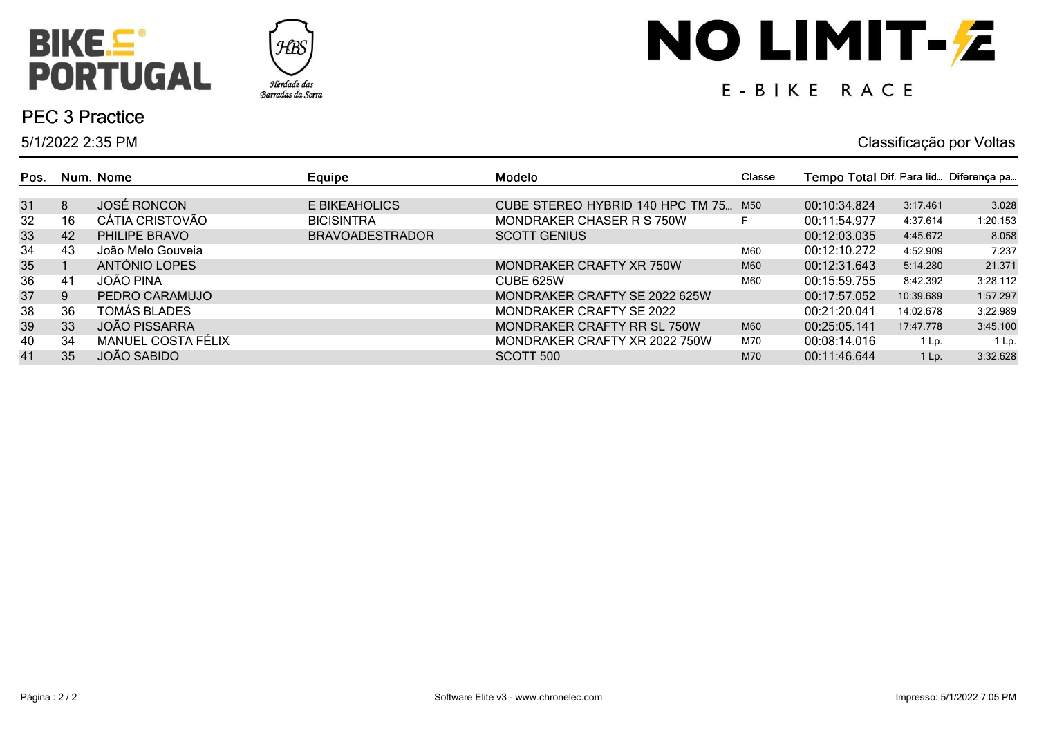BIKE PORTUGAL

Herdade das Barradas da Serra

# NO LIMIT-E

E-BIKE RACE

## PEC 3 Practice

5/1/2022 2:35 PM

Classificação por Voltas

| Pos. | Num. | Nome | Equipe | Modelo | Classe | Tempo Total | Dif. Para lid... | Diferença pa... |
|---|---|---|---|---|---|---|---|---|
| 31 | 8 | JOSÉ RONCON | E BIKEAHOLICS | CUBE STEREO HYBRID 140 HPC TM 75... | M50 | 00:10:34.824 | 3:17.461 | 3.028 |
| 32 | 16 | CÁTIA CRISTOVÃO | BICISINTRA | MONDRAKER CHASER R S 750W | F | 00:11:54.977 | 4:37.614 | 1:20.153 |
| 33 | 42 | PHILIPE BRAVO | BRAVOADESTRADOR | SCOTT GENIUS | | 00:12:03.035 | 4:45.672 | 8.058 |
| 34 | 43 | João Melo Gouveia | | | M60 | 00:12:10.272 | 4:52.909 | 7.237 |
| 35 | 1 | ANTÓNIO LOPES | | MONDRAKER CRAFTY XR 750W | M60 | 00:12:31.643 | 5:14.280 | 21.371 |
| 36 | 41 | JOÃO PINA | | CUBE 625W | M60 | 00:15:59.755 | 8:42.392 | 3:28.112 |
| 37 | 9 | PEDRO CARAMUJO | | MONDRAKER CRAFTY SE 2022 625W | | 00:17:57.052 | 10:39.689 | 1:57.297 |
| 38 | 36 | TOMÁS BLADES | | MONDRAKER CRAFTY SE 2022 | | 00:21:20.041 | 14:02.678 | 3:22.989 |
| 39 | 33 | JOÃO PISSARRA | | MONDRAKER CRAFTY RR SL 750W | M60 | 00:25:05.141 | 17:47.778 | 3:45.100 |
| 40 | 34 | MANUEL COSTA FÉLIX | | MONDRAKER CRAFTY XR 2022 750W | M70 | 00:08:14.016 | 1 Lp. | 1 Lp. |
| 41 | 35 | JOÃO SABIDO | | SCOTT 500 | M70 | 00:11:46.644 | 1 Lp. | 3:32.628 |

Software Elite v3 - www.chronelec.com

Impresso: 5/1/2022 7:05 PM